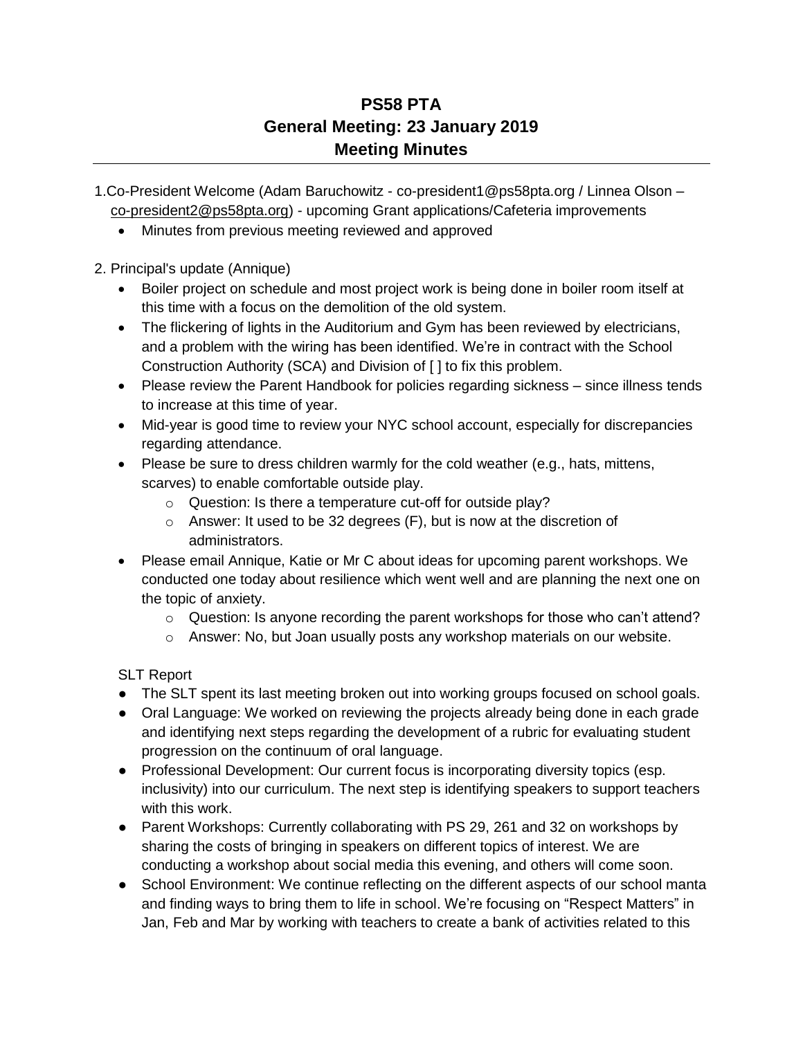# PS58 PTA
## General Meeting: 23 January 2019
## Meeting Minutes

1. Co-President Welcome (Adam Baruchowitz - co-president1@ps58pta.org / Linnea Olson – co-president2@ps58pta.org) - upcoming Grant applications/Cafeteria improvements
   - Minutes from previous meeting reviewed and approved

2. Principal's update (Annique)
   - Boiler project on schedule and most project work is being done in boiler room itself at this time with a focus on the demolition of the old system.
   - The flickering of lights in the Auditorium and Gym has been reviewed by electricians, and a problem with the wiring has been identified. We're in contract with the School Construction Authority (SCA) and Division of [ ] to fix this problem.
   - Please review the Parent Handbook for policies regarding sickness – since illness tends to increase at this time of year.
   - Mid-year is good time to review your NYC school account, especially for discrepancies regarding attendance.
   - Please be sure to dress children warmly for the cold weather (e.g., hats, mittens, scarves) to enable comfortable outside play.
     - Question: Is there a temperature cut-off for outside play?
     - Answer: It used to be 32 degrees (F), but is now at the discretion of administrators.
   - Please email Annique, Katie or Mr C about ideas for upcoming parent workshops. We conducted one today about resilience which went well and are planning the next one on the topic of anxiety.
     - Question: Is anyone recording the parent workshops for those who can't attend?
     - Answer: No, but Joan usually posts any workshop materials on our website.

   SLT Report

   - The SLT spent its last meeting broken out into working groups focused on school goals.
   - Oral Language: We worked on reviewing the projects already being done in each grade and identifying next steps regarding the development of a rubric for evaluating student progression on the continuum of oral language.
   - Professional Development: Our current focus is incorporating diversity topics (esp. inclusivity) into our curriculum. The next step is identifying speakers to support teachers with this work.
   - Parent Workshops: Currently collaborating with PS 29, 261 and 32 on workshops by sharing the costs of bringing in speakers on different topics of interest. We are conducting a workshop about social media this evening, and others will come soon.
   - School Environment: We continue reflecting on the different aspects of our school manta and finding ways to bring them to life in school. We're focusing on "Respect Matters" in Jan, Feb and Mar by working with teachers to create a bank of activities related to this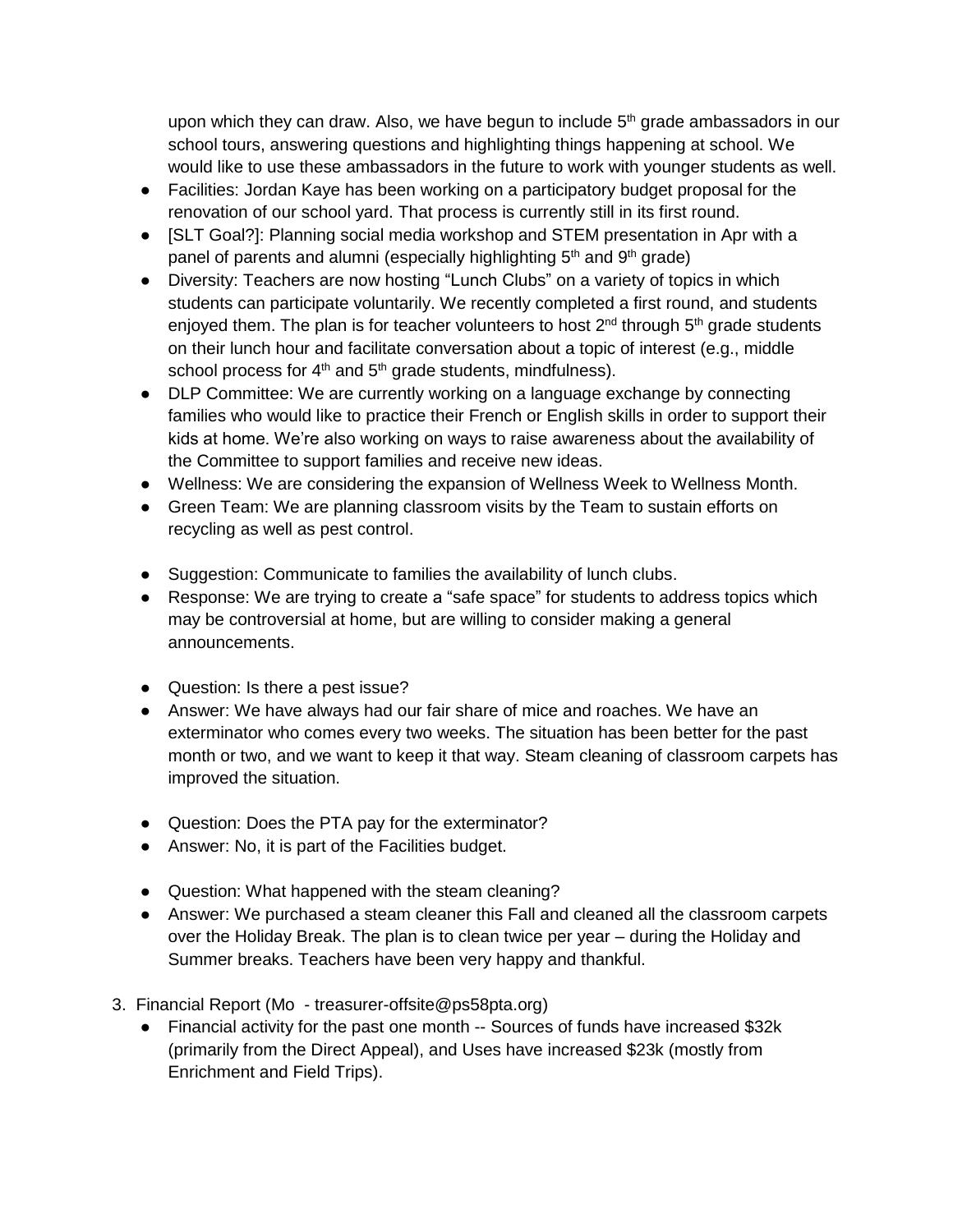upon which they can draw. Also, we have begun to include 5th grade ambassadors in our school tours, answering questions and highlighting things happening at school. We would like to use these ambassadors in the future to work with younger students as well.

- Facilities: Jordan Kaye has been working on a participatory budget proposal for the renovation of our school yard. That process is currently still in its first round.
- [SLT Goal?]: Planning social media workshop and STEM presentation in Apr with a panel of parents and alumni (especially highlighting 5th and 9th grade)
- Diversity: Teachers are now hosting "Lunch Clubs" on a variety of topics in which students can participate voluntarily. We recently completed a first round, and students enjoyed them. The plan is for teacher volunteers to host 2nd through 5th grade students on their lunch hour and facilitate conversation about a topic of interest (e.g., middle school process for 4th and 5th grade students, mindfulness).
- DLP Committee: We are currently working on a language exchange by connecting families who would like to practice their French or English skills in order to support their kids at home. We're also working on ways to raise awareness about the availability of the Committee to support families and receive new ideas.
- Wellness: We are considering the expansion of Wellness Week to Wellness Month.
- Green Team: We are planning classroom visits by the Team to sustain efforts on recycling as well as pest control.

- Suggestion: Communicate to families the availability of lunch clubs.
- Response: We are trying to create a "safe space" for students to address topics which may be controversial at home, but are willing to consider making a general announcements.

- Question: Is there a pest issue?
- Answer: We have always had our fair share of mice and roaches. We have an exterminator who comes every two weeks. The situation has been better for the past month or two, and we want to keep it that way. Steam cleaning of classroom carpets has improved the situation.

- Question: Does the PTA pay for the exterminator?
- Answer: No, it is part of the Facilities budget.

- Question: What happened with the steam cleaning?
- Answer: We purchased a steam cleaner this Fall and cleaned all the classroom carpets over the Holiday Break. The plan is to clean twice per year – during the Holiday and Summer breaks. Teachers have been very happy and thankful.

3. Financial Report (Mo - treasurer-offsite@ps58pta.org)
   - Financial activity for the past one month -- Sources of funds have increased $32k (primarily from the Direct Appeal), and Uses have increased $23k (mostly from Enrichment and Field Trips).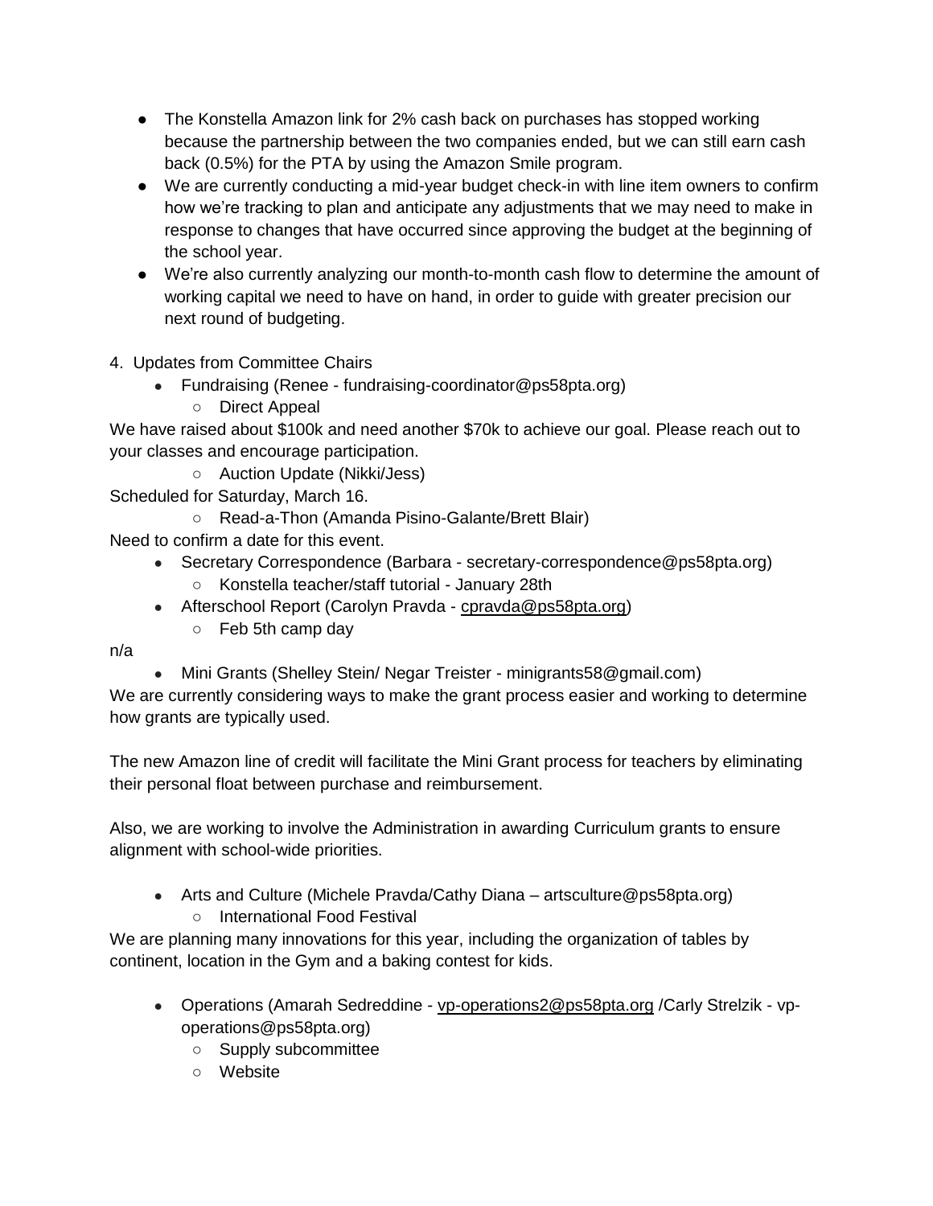- The Konstella Amazon link for 2% cash back on purchases has stopped working because the partnership between the two companies ended, but we can still earn cash back (0.5%) for the PTA by using the Amazon Smile program.
- We are currently conducting a mid-year budget check-in with line item owners to confirm how we're tracking to plan and anticipate any adjustments that we may need to make in response to changes that have occurred since approving the budget at the beginning of the school year.
- We're also currently analyzing our month-to-month cash flow to determine the amount of working capital we need to have on hand, in order to guide with greater precision our next round of budgeting.

4. Updates from Committee Chairs
    - Fundraising (Renee - fundraising-coordinator@ps58pta.org)
        - Direct Appeal

We have raised about $100k and need another $70k to achieve our goal. Please reach out to your classes and encourage participation.

- Auction Update (Nikki/Jess)

Scheduled for Saturday, March 16.

- Read-a-Thon (Amanda Pisino-Galante/Brett Blair)

Need to confirm a date for this event.

- Secretary Correspondence (Barbara - secretary-correspondence@ps58pta.org)
    - Konstella teacher/staff tutorial - January 28th
- Afterschool Report (Carolyn Pravda - cpravda@ps58pta.org)
    - Feb 5th camp day

n/a

- Mini Grants (Shelley Stein/ Negar Treister - minigrants58@gmail.com)

We are currently considering ways to make the grant process easier and working to determine how grants are typically used.

The new Amazon line of credit will facilitate the Mini Grant process for teachers by eliminating their personal float between purchase and reimbursement.

Also, we are working to involve the Administration in awarding Curriculum grants to ensure alignment with school-wide priorities.

- Arts and Culture (Michele Pravda/Cathy Diana – artsculture@ps58pta.org)
    - International Food Festival

We are planning many innovations for this year, including the organization of tables by continent, location in the Gym and a baking contest for kids.

- Operations (Amarah Sedreddine - vp-operations2@ps58pta.org /Carly Strelzik - vp-operations@ps58pta.org)
    - Supply subcommittee
    - Website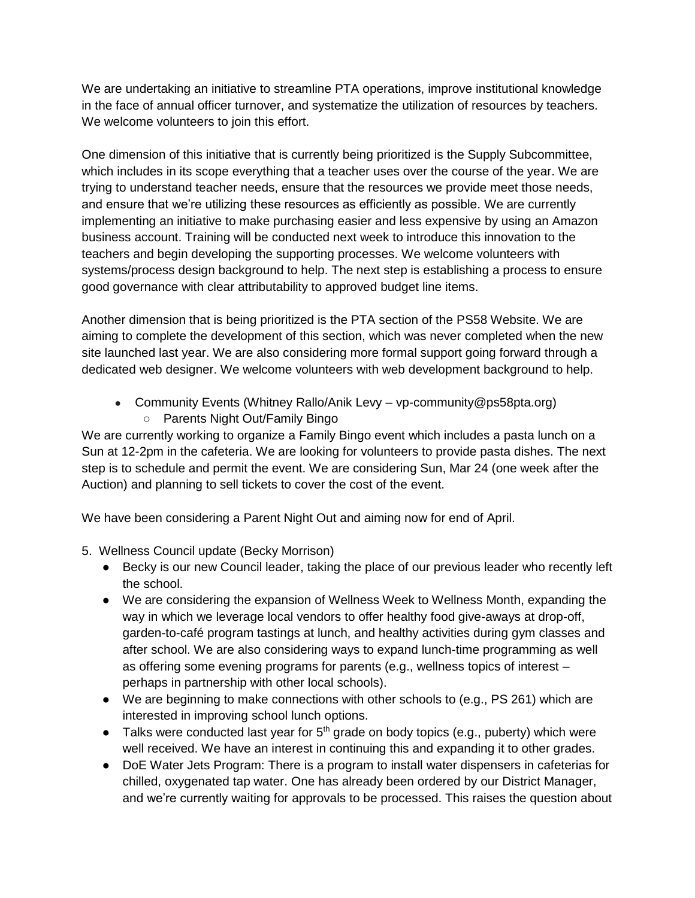We are undertaking an initiative to streamline PTA operations, improve institutional knowledge in the face of annual officer turnover, and systematize the utilization of resources by teachers. We welcome volunteers to join this effort.

One dimension of this initiative that is currently being prioritized is the Supply Subcommittee, which includes in its scope everything that a teacher uses over the course of the year. We are trying to understand teacher needs, ensure that the resources we provide meet those needs, and ensure that we're utilizing these resources as efficiently as possible. We are currently implementing an initiative to make purchasing easier and less expensive by using an Amazon business account. Training will be conducted next week to introduce this innovation to the teachers and begin developing the supporting processes. We welcome volunteers with systems/process design background to help. The next step is establishing a process to ensure good governance with clear attributability to approved budget line items.

Another dimension that is being prioritized is the PTA section of the PS58 Website. We are aiming to complete the development of this section, which was never completed when the new site launched last year. We are also considering more formal support going forward through a dedicated web designer. We welcome volunteers with web development background to help.

- Community Events (Whitney Rallo/Anik Levy – vp-community@ps58pta.org)
  - Parents Night Out/Family Bingo

We are currently working to organize a Family Bingo event which includes a pasta lunch on a Sun at 12-2pm in the cafeteria. We are looking for volunteers to provide pasta dishes. The next step is to schedule and permit the event. We are considering Sun, Mar 24 (one week after the Auction) and planning to sell tickets to cover the cost of the event.

We have been considering a Parent Night Out and aiming now for end of April.

5. Wellness Council update (Becky Morrison)
   - Becky is our new Council leader, taking the place of our previous leader who recently left the school.
   - We are considering the expansion of Wellness Week to Wellness Month, expanding the way in which we leverage local vendors to offer healthy food give-aways at drop-off, garden-to-café program tastings at lunch, and healthy activities during gym classes and after school. We are also considering ways to expand lunch-time programming as well as offering some evening programs for parents (e.g., wellness topics of interest – perhaps in partnership with other local schools).
   - We are beginning to make connections with other schools to (e.g., PS 261) which are interested in improving school lunch options.
   - Talks were conducted last year for 5th grade on body topics (e.g., puberty) which were well received. We have an interest in continuing this and expanding it to other grades.
   - DoE Water Jets Program: There is a program to install water dispensers in cafeterias for chilled, oxygenated tap water. One has already been ordered by our District Manager, and we're currently waiting for approvals to be processed. This raises the question about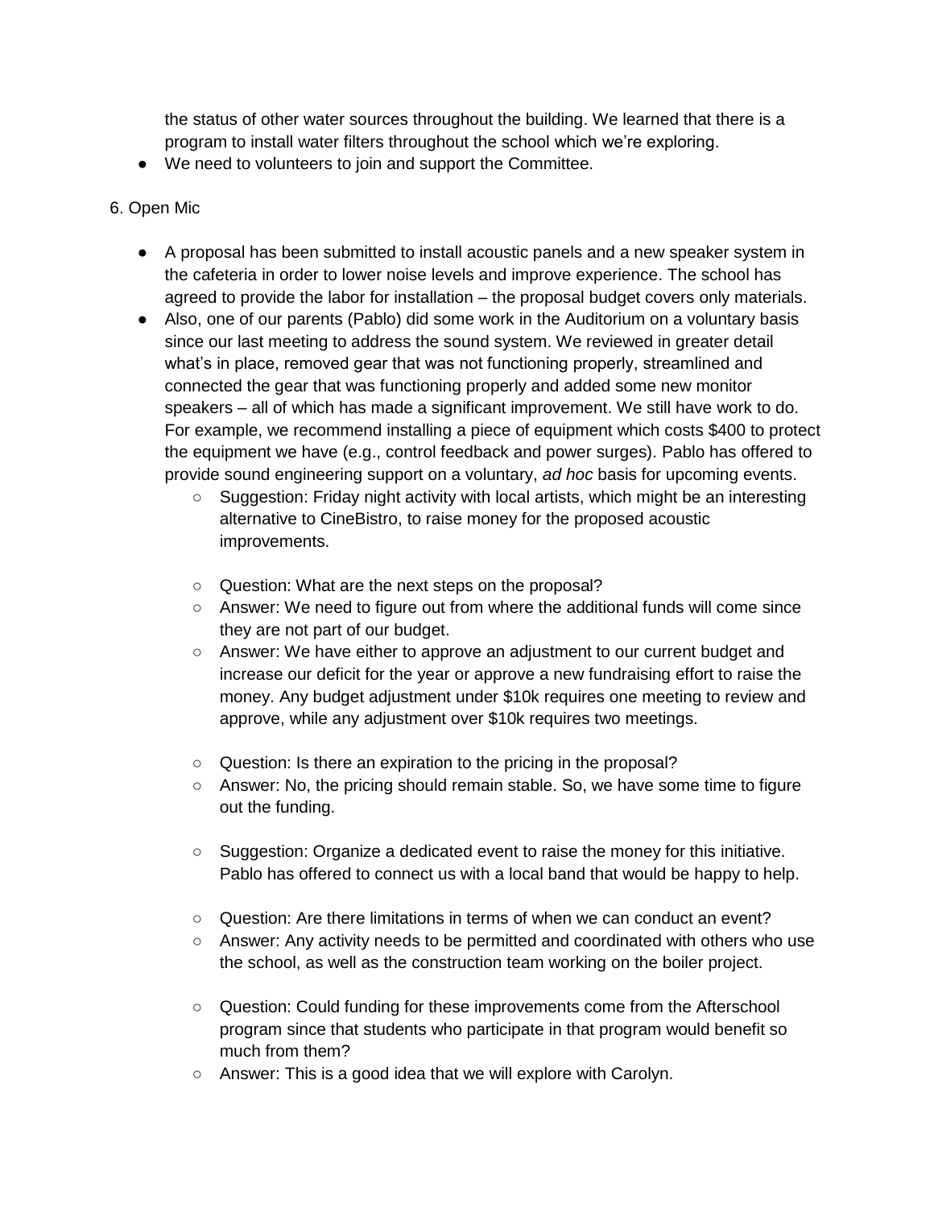the status of other water sources throughout the building. We learned that there is a program to install water filters throughout the school which we're exploring.

- We need to volunteers to join and support the Committee.

6. Open Mic

- A proposal has been submitted to install acoustic panels and a new speaker system in the cafeteria in order to lower noise levels and improve experience. The school has agreed to provide the labor for installation – the proposal budget covers only materials.
- Also, one of our parents (Pablo) did some work in the Auditorium on a voluntary basis since our last meeting to address the sound system. We reviewed in greater detail what's in place, removed gear that was not functioning properly, streamlined and connected the gear that was functioning properly and added some new monitor speakers – all of which has made a significant improvement. We still have work to do. For example, we recommend installing a piece of equipment which costs $400 to protect the equipment we have (e.g., control feedback and power surges). Pablo has offered to provide sound engineering support on a voluntary, *ad hoc* basis for upcoming events.
    - Suggestion: Friday night activity with local artists, which might be an interesting alternative to CineBistro, to raise money for the proposed acoustic improvements.
    - Question: What are the next steps on the proposal?
    - Answer: We need to figure out from where the additional funds will come since they are not part of our budget.
    - Answer: We have either to approve an adjustment to our current budget and increase our deficit for the year or approve a new fundraising effort to raise the money. Any budget adjustment under $10k requires one meeting to review and approve, while any adjustment over $10k requires two meetings.
    - Question: Is there an expiration to the pricing in the proposal?
    - Answer: No, the pricing should remain stable. So, we have some time to figure out the funding.
    - Suggestion: Organize a dedicated event to raise the money for this initiative. Pablo has offered to connect us with a local band that would be happy to help.
    - Question: Are there limitations in terms of when we can conduct an event?
    - Answer: Any activity needs to be permitted and coordinated with others who use the school, as well as the construction team working on the boiler project.
    - Question: Could funding for these improvements come from the Afterschool program since that students who participate in that program would benefit so much from them?
    - Answer: This is a good idea that we will explore with Carolyn.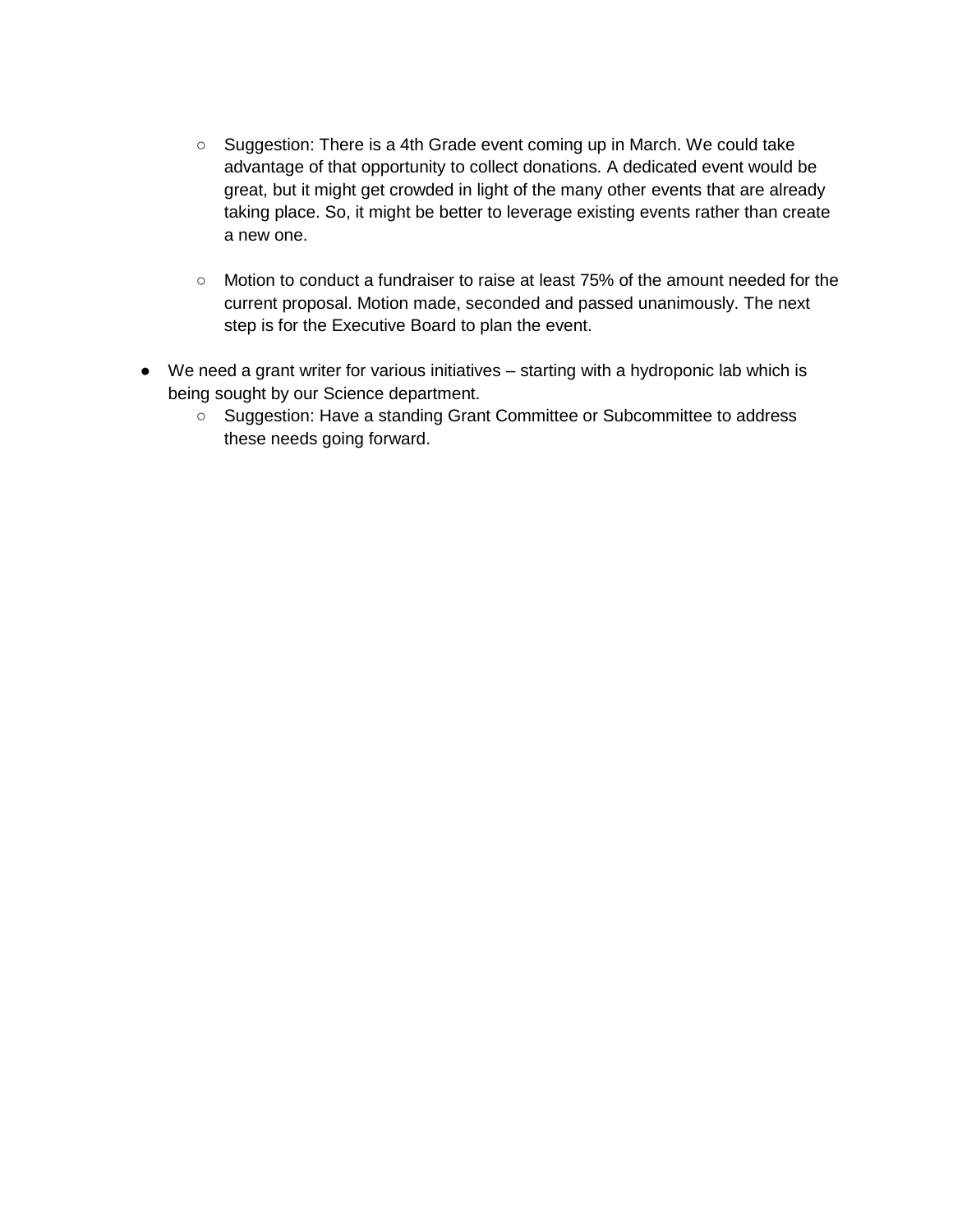- Suggestion: There is a 4th Grade event coming up in March. We could take advantage of that opportunity to collect donations. A dedicated event would be great, but it might get crowded in light of the many other events that are already taking place. So, it might be better to leverage existing events rather than create a new one.

  - Motion to conduct a fundraiser to raise at least 75% of the amount needed for the current proposal. Motion made, seconded and passed unanimously. The next step is for the Executive Board to plan the event.

- We need a grant writer for various initiatives – starting with a hydroponic lab which is being sought by our Science department.
  - Suggestion: Have a standing Grant Committee or Subcommittee to address these needs going forward.